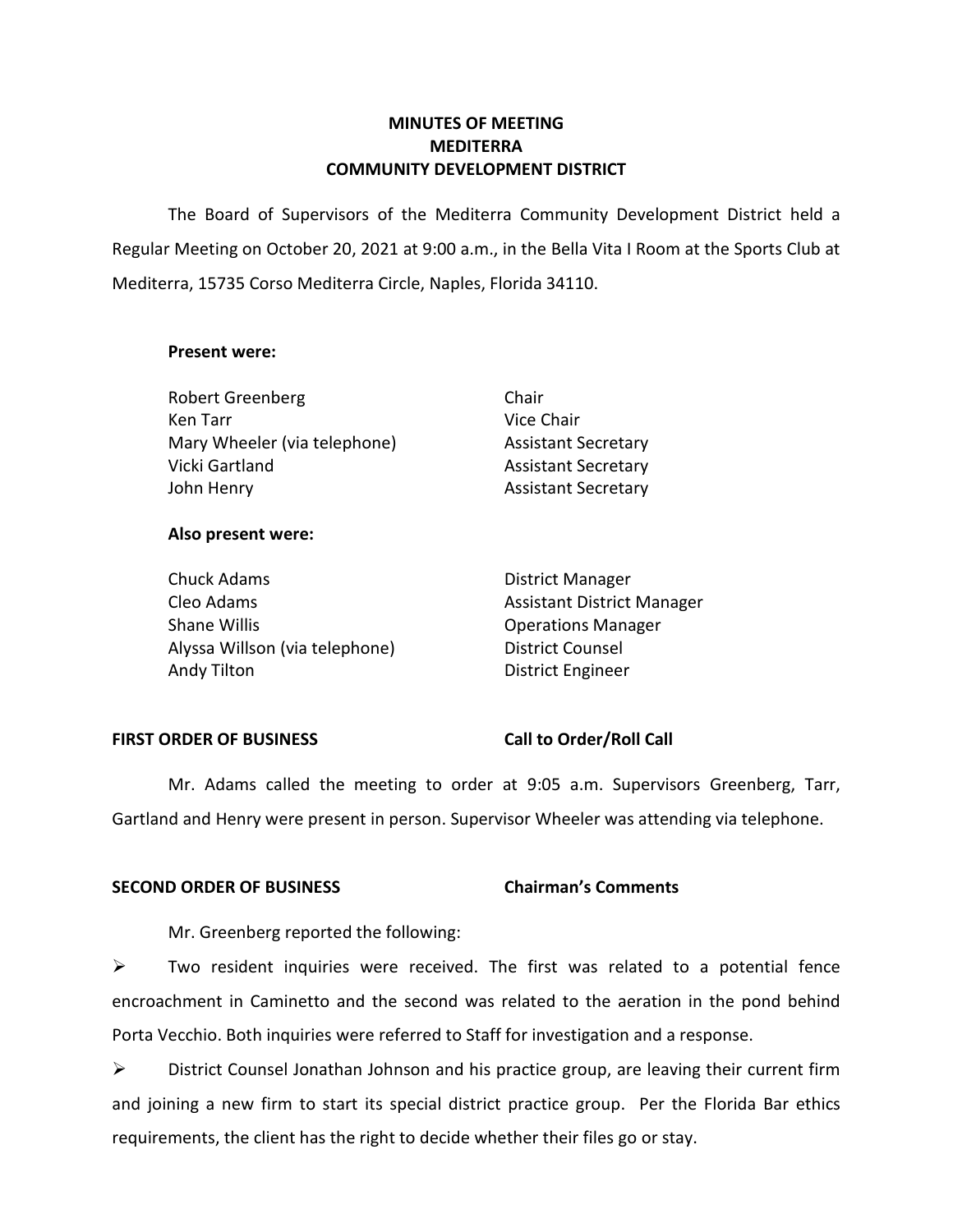# MINUTES OF MEETING
# MEDITERRA
# COMMUNITY DEVELOPMENT DISTRICT

The Board of Supervisors of the Mediterra Community Development District held a Regular Meeting on October 20, 2021 at 9:00 a.m., in the Bella Vita I Room at the Sports Club at Mediterra, 15735 Corso Mediterra Circle, Naples, Florida 34110.

**Present were:**

| | |
|---|---|
| Robert Greenberg | Chair |
| Ken Tarr | Vice Chair |
| Mary Wheeler (via telephone) | Assistant Secretary |
| Vicki Gartland | Assistant Secretary |
| John Henry | Assistant Secretary |

**Also present were:**

| | |
|---|---|
| Chuck Adams | District Manager |
| Cleo Adams | Assistant District Manager |
| Shane Willis | Operations Manager |
| Alyssa Willson (via telephone) | District Counsel |
| Andy Tilton | District Engineer |

**FIRST ORDER OF BUSINESS** **Call to Order/Roll Call**

Mr. Adams called the meeting to order at 9:05 a.m. Supervisors Greenberg, Tarr, Gartland and Henry were present in person. Supervisor Wheeler was attending via telephone.

**SECOND ORDER OF BUSINESS** **Chairman's Comments**

Mr. Greenberg reported the following:

➢ Two resident inquiries were received. The first was related to a potential fence encroachment in Caminetto and the second was related to the aeration in the pond behind Porta Vecchio. Both inquiries were referred to Staff for investigation and a response.

➢ District Counsel Jonathan Johnson and his practice group, are leaving their current firm and joining a new firm to start its special district practice group. Per the Florida Bar ethics requirements, the client has the right to decide whether their files go or stay.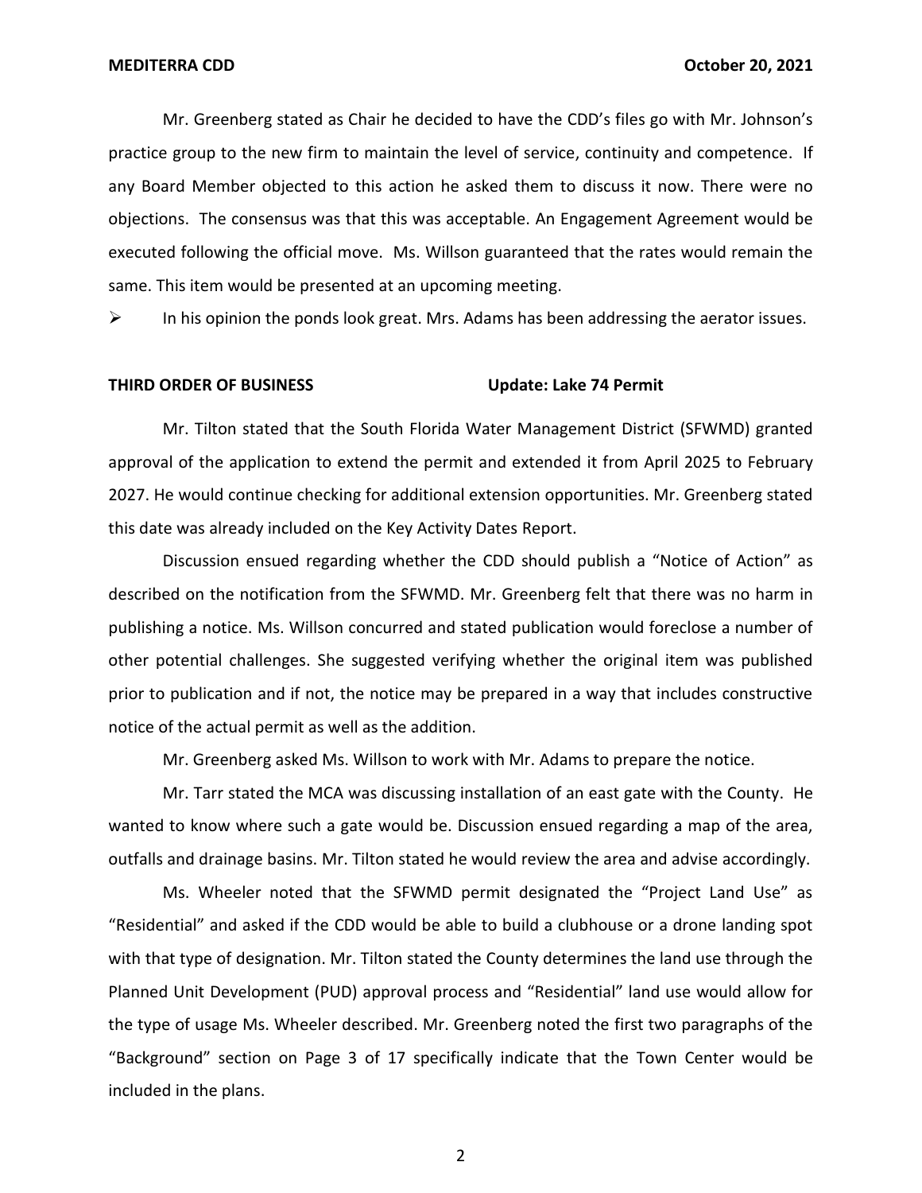Mr. Greenberg stated as Chair he decided to have the CDD's files go with Mr. Johnson's practice group to the new firm to maintain the level of service, continuity and competence. If any Board Member objected to this action he asked them to discuss it now. There were no objections. The consensus was that this was acceptable. An Engagement Agreement would be executed following the official move. Ms. Willson guaranteed that the rates would remain the same. This item would be presented at an upcoming meeting.

- In his opinion the ponds look great. Mrs. Adams has been addressing the aerator issues.

**THIRD ORDER OF BUSINESS** **Update: Lake 74 Permit**

Mr. Tilton stated that the South Florida Water Management District (SFWMD) granted approval of the application to extend the permit and extended it from April 2025 to February 2027. He would continue checking for additional extension opportunities. Mr. Greenberg stated this date was already included on the Key Activity Dates Report.

Discussion ensued regarding whether the CDD should publish a "Notice of Action" as described on the notification from the SFWMD. Mr. Greenberg felt that there was no harm in publishing a notice. Ms. Willson concurred and stated publication would foreclose a number of other potential challenges. She suggested verifying whether the original item was published prior to publication and if not, the notice may be prepared in a way that includes constructive notice of the actual permit as well as the addition.

Mr. Greenberg asked Ms. Willson to work with Mr. Adams to prepare the notice.

Mr. Tarr stated the MCA was discussing installation of an east gate with the County. He wanted to know where such a gate would be. Discussion ensued regarding a map of the area, outfalls and drainage basins. Mr. Tilton stated he would review the area and advise accordingly.

Ms. Wheeler noted that the SFWMD permit designated the "Project Land Use" as "Residential" and asked if the CDD would be able to build a clubhouse or a drone landing spot with that type of designation. Mr. Tilton stated the County determines the land use through the Planned Unit Development (PUD) approval process and "Residential" land use would allow for the type of usage Ms. Wheeler described. Mr. Greenberg noted the first two paragraphs of the "Background" section on Page 3 of 17 specifically indicate that the Town Center would be included in the plans.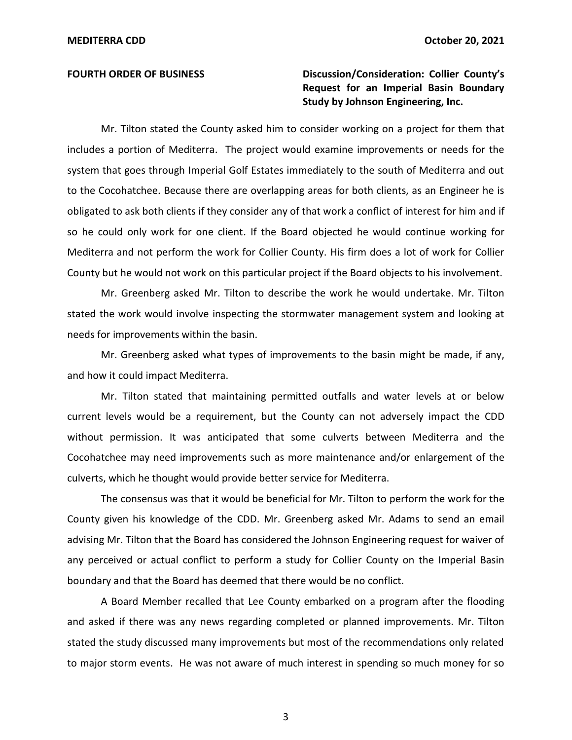**FOURTH ORDER OF BUSINESS** **Discussion/Consideration: Collier County's Request for an Imperial Basin Boundary Study by Johnson Engineering, Inc.**

Mr. Tilton stated the County asked him to consider working on a project for them that includes a portion of Mediterra. The project would examine improvements or needs for the system that goes through Imperial Golf Estates immediately to the south of Mediterra and out to the Cocohatchee. Because there are overlapping areas for both clients, as an Engineer he is obligated to ask both clients if they consider any of that work a conflict of interest for him and if so he could only work for one client. If the Board objected he would continue working for Mediterra and not perform the work for Collier County. His firm does a lot of work for Collier County but he would not work on this particular project if the Board objects to his involvement.

Mr. Greenberg asked Mr. Tilton to describe the work he would undertake. Mr. Tilton stated the work would involve inspecting the stormwater management system and looking at needs for improvements within the basin.

Mr. Greenberg asked what types of improvements to the basin might be made, if any, and how it could impact Mediterra.

Mr. Tilton stated that maintaining permitted outfalls and water levels at or below current levels would be a requirement, but the County can not adversely impact the CDD without permission. It was anticipated that some culverts between Mediterra and the Cocohatchee may need improvements such as more maintenance and/or enlargement of the culverts, which he thought would provide better service for Mediterra.

The consensus was that it would be beneficial for Mr. Tilton to perform the work for the County given his knowledge of the CDD. Mr. Greenberg asked Mr. Adams to send an email advising Mr. Tilton that the Board has considered the Johnson Engineering request for waiver of any perceived or actual conflict to perform a study for Collier County on the Imperial Basin boundary and that the Board has deemed that there would be no conflict.

A Board Member recalled that Lee County embarked on a program after the flooding and asked if there was any news regarding completed or planned improvements. Mr. Tilton stated the study discussed many improvements but most of the recommendations only related to major storm events. He was not aware of much interest in spending so much money for so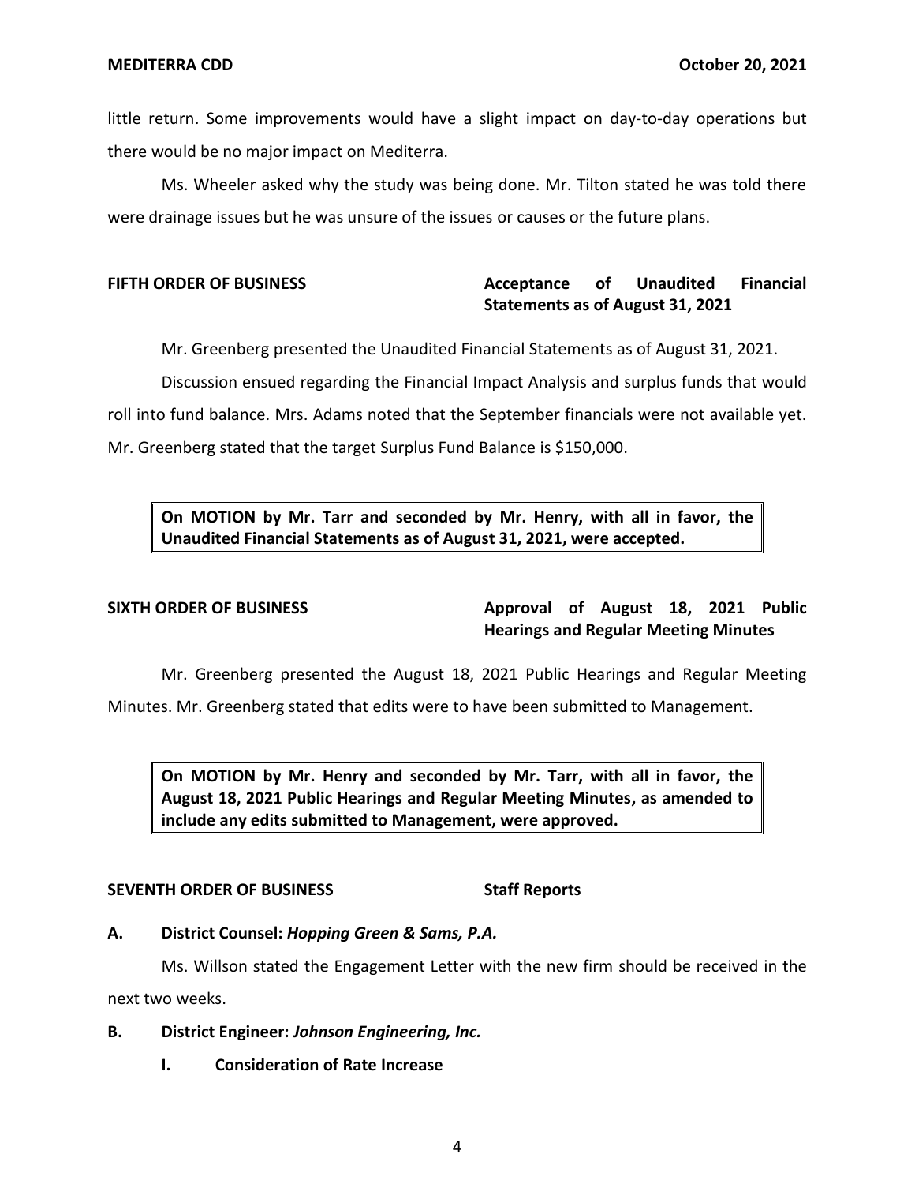little return. Some improvements would have a slight impact on day-to-day operations but there would be no major impact on Mediterra.

Ms. Wheeler asked why the study was being done. Mr. Tilton stated he was told there were drainage issues but he was unsure of the issues or causes or the future plans.

**FIFTH ORDER OF BUSINESS** **Acceptance of Unaudited Financial Statements as of August 31, 2021**

Mr. Greenberg presented the Unaudited Financial Statements as of August 31, 2021.

Discussion ensued regarding the Financial Impact Analysis and surplus funds that would roll into fund balance. Mrs. Adams noted that the September financials were not available yet. Mr. Greenberg stated that the target Surplus Fund Balance is $150,000.

> **On MOTION by Mr. Tarr and seconded by Mr. Henry, with all in favor, the Unaudited Financial Statements as of August 31, 2021, were accepted.**

**SIXTH ORDER OF BUSINESS** **Approval of August 18, 2021 Public Hearings and Regular Meeting Minutes**

Mr. Greenberg presented the August 18, 2021 Public Hearings and Regular Meeting Minutes. Mr. Greenberg stated that edits were to have been submitted to Management.

> **On MOTION by Mr. Henry and seconded by Mr. Tarr, with all in favor, the August 18, 2021 Public Hearings and Regular Meeting Minutes, as amended to include any edits submitted to Management, were approved.**

**SEVENTH ORDER OF BUSINESS** **Staff Reports**

**A. District Counsel: *Hopping Green & Sams, P.A.***

Ms. Willson stated the Engagement Letter with the new firm should be received in the next two weeks.

**B. District Engineer: *Johnson Engineering, Inc.***

**I. Consideration of Rate Increase**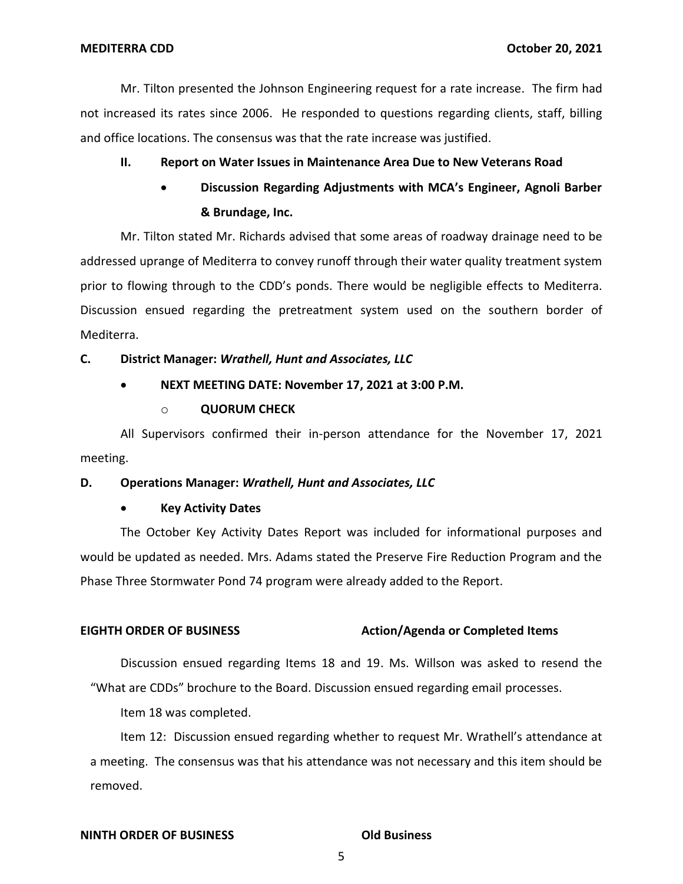Mr. Tilton presented the Johnson Engineering request for a rate increase. The firm had not increased its rates since 2006. He responded to questions regarding clients, staff, billing and office locations. The consensus was that the rate increase was justified.

**II. Report on Water Issues in Maintenance Area Due to New Veterans Road**

- **Discussion Regarding Adjustments with MCA's Engineer, Agnoli Barber & Brundage, Inc.**

Mr. Tilton stated Mr. Richards advised that some areas of roadway drainage need to be addressed uprange of Mediterra to convey runoff through their water quality treatment system prior to flowing through to the CDD's ponds. There would be negligible effects to Mediterra. Discussion ensued regarding the pretreatment system used on the southern border of Mediterra.

**C. District Manager:** ***Wrathell, Hunt and Associates, LLC***

- **NEXT MEETING DATE: November 17, 2021 at 3:00 P.M.**
  - **QUORUM CHECK**

All Supervisors confirmed their in-person attendance for the November 17, 2021 meeting.

**D. Operations Manager:** ***Wrathell, Hunt and Associates, LLC***

- **Key Activity Dates**

The October Key Activity Dates Report was included for informational purposes and would be updated as needed. Mrs. Adams stated the Preserve Fire Reduction Program and the Phase Three Stormwater Pond 74 program were already added to the Report.

**EIGHTH ORDER OF BUSINESS — Action/Agenda or Completed Items**

Discussion ensued regarding Items 18 and 19. Ms. Willson was asked to resend the "What are CDDs" brochure to the Board. Discussion ensued regarding email processes.

Item 18 was completed.

Item 12: Discussion ensued regarding whether to request Mr. Wrathell's attendance at a meeting. The consensus was that his attendance was not necessary and this item should be removed.

**NINTH ORDER OF BUSINESS — Old Business**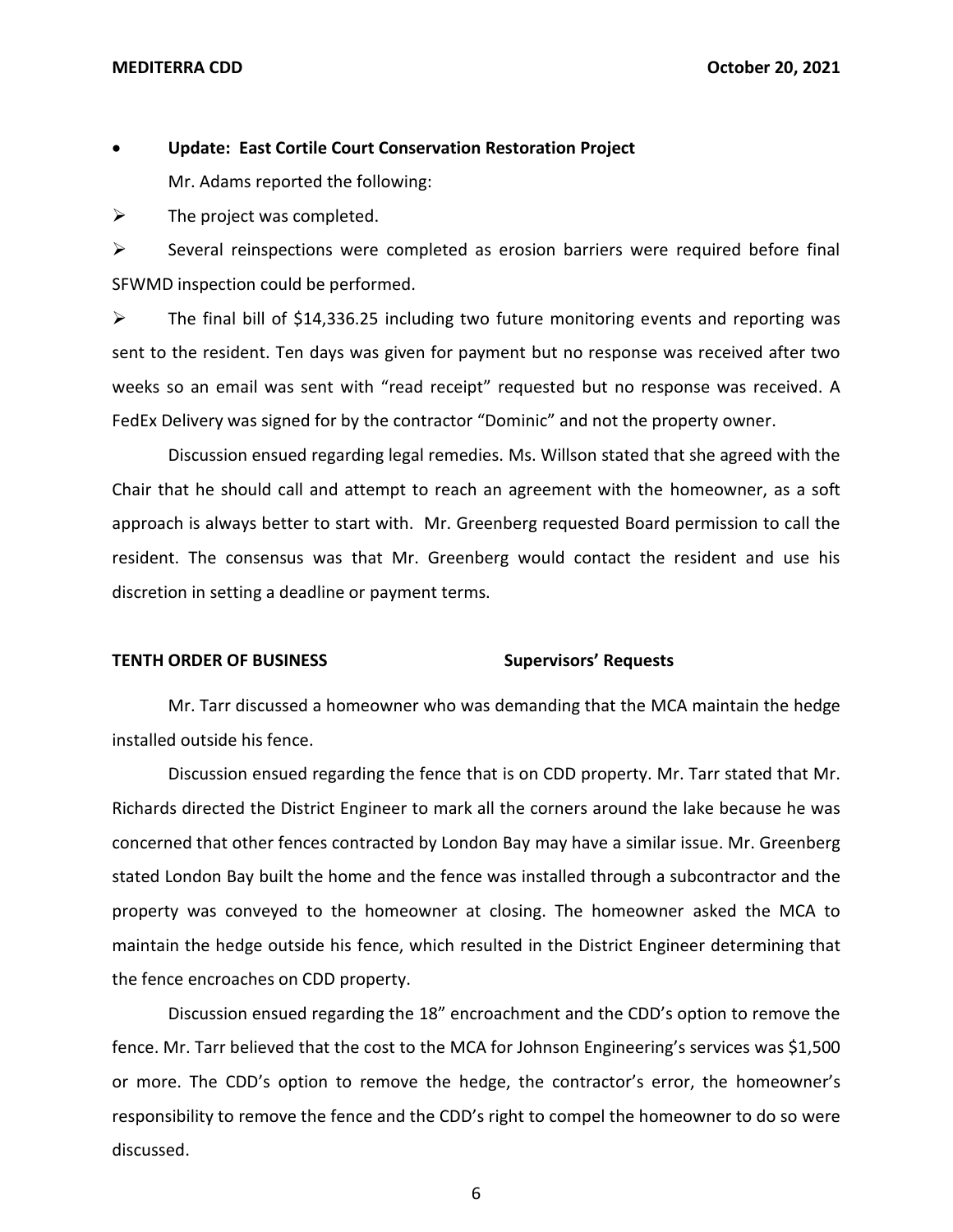- **Update: East Cortile Court Conservation Restoration Project**

  Mr. Adams reported the following:

- The project was completed.
- Several reinspections were completed as erosion barriers were required before final SFWMD inspection could be performed.
- The final bill of $14,336.25 including two future monitoring events and reporting was sent to the resident. Ten days was given for payment but no response was received after two weeks so an email was sent with "read receipt" requested but no response was received. A FedEx Delivery was signed for by the contractor "Dominic" and not the property owner.

Discussion ensued regarding legal remedies. Ms. Willson stated that she agreed with the Chair that he should call and attempt to reach an agreement with the homeowner, as a soft approach is always better to start with. Mr. Greenberg requested Board permission to call the resident. The consensus was that Mr. Greenberg would contact the resident and use his discretion in setting a deadline or payment terms.

**TENTH ORDER OF BUSINESS** **Supervisors' Requests**

Mr. Tarr discussed a homeowner who was demanding that the MCA maintain the hedge installed outside his fence.

Discussion ensued regarding the fence that is on CDD property. Mr. Tarr stated that Mr. Richards directed the District Engineer to mark all the corners around the lake because he was concerned that other fences contracted by London Bay may have a similar issue. Mr. Greenberg stated London Bay built the home and the fence was installed through a subcontractor and the property was conveyed to the homeowner at closing. The homeowner asked the MCA to maintain the hedge outside his fence, which resulted in the District Engineer determining that the fence encroaches on CDD property.

Discussion ensued regarding the 18" encroachment and the CDD's option to remove the fence. Mr. Tarr believed that the cost to the MCA for Johnson Engineering's services was $1,500 or more. The CDD's option to remove the hedge, the contractor's error, the homeowner's responsibility to remove the fence and the CDD's right to compel the homeowner to do so were discussed.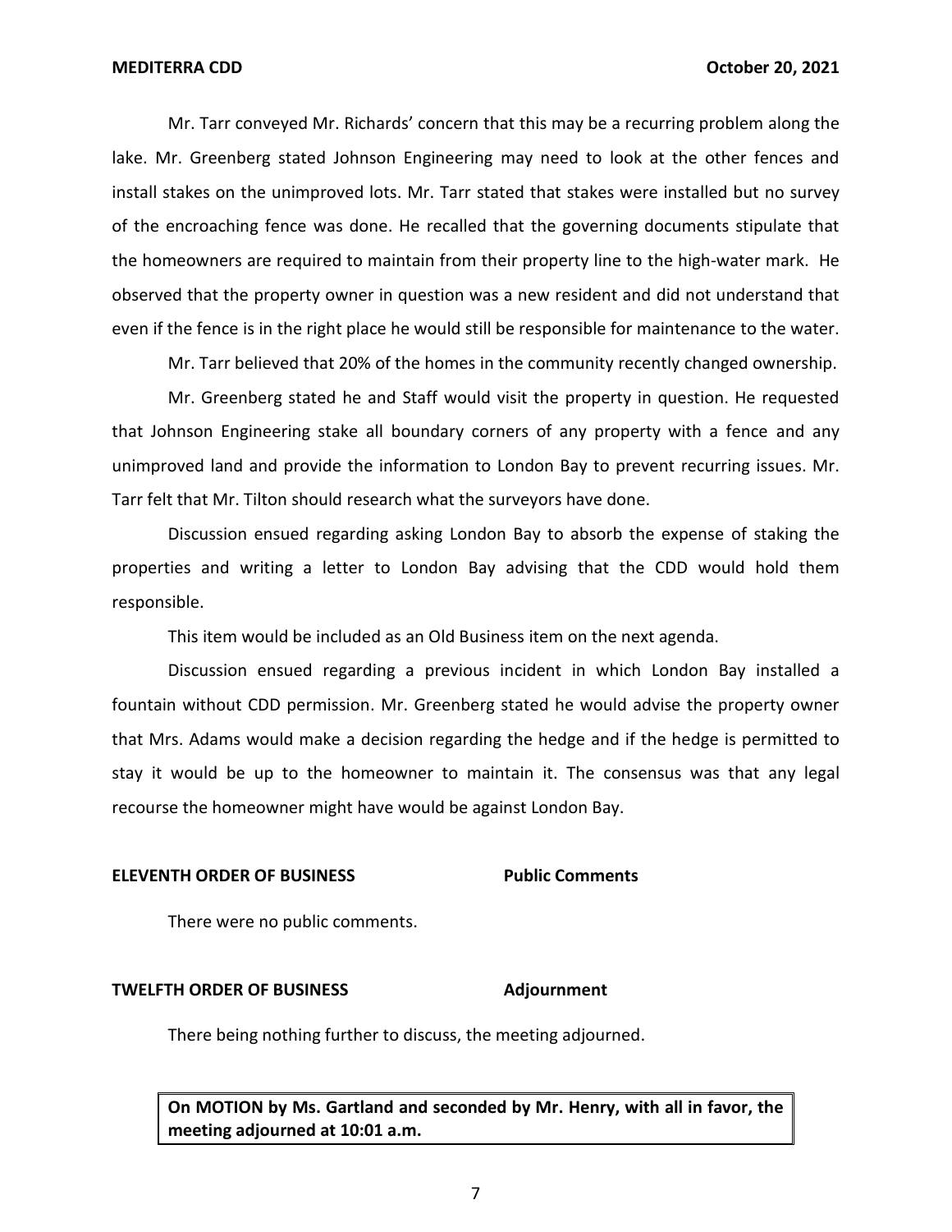Mr. Tarr conveyed Mr. Richards' concern that this may be a recurring problem along the lake. Mr. Greenberg stated Johnson Engineering may need to look at the other fences and install stakes on the unimproved lots. Mr. Tarr stated that stakes were installed but no survey of the encroaching fence was done. He recalled that the governing documents stipulate that the homeowners are required to maintain from their property line to the high-water mark. He observed that the property owner in question was a new resident and did not understand that even if the fence is in the right place he would still be responsible for maintenance to the water.

Mr. Tarr believed that 20% of the homes in the community recently changed ownership.

Mr. Greenberg stated he and Staff would visit the property in question. He requested that Johnson Engineering stake all boundary corners of any property with a fence and any unimproved land and provide the information to London Bay to prevent recurring issues. Mr. Tarr felt that Mr. Tilton should research what the surveyors have done.

Discussion ensued regarding asking London Bay to absorb the expense of staking the properties and writing a letter to London Bay advising that the CDD would hold them responsible.

This item would be included as an Old Business item on the next agenda.

Discussion ensued regarding a previous incident in which London Bay installed a fountain without CDD permission. Mr. Greenberg stated he would advise the property owner that Mrs. Adams would make a decision regarding the hedge and if the hedge is permitted to stay it would be up to the homeowner to maintain it. The consensus was that any legal recourse the homeowner might have would be against London Bay.

**ELEVENTH ORDER OF BUSINESS** **Public Comments**

There were no public comments.

**TWELFTH ORDER OF BUSINESS** **Adjournment**

There being nothing further to discuss, the meeting adjourned.

**On MOTION by Ms. Gartland and seconded by Mr. Henry, with all in favor, the meeting adjourned at 10:01 a.m.**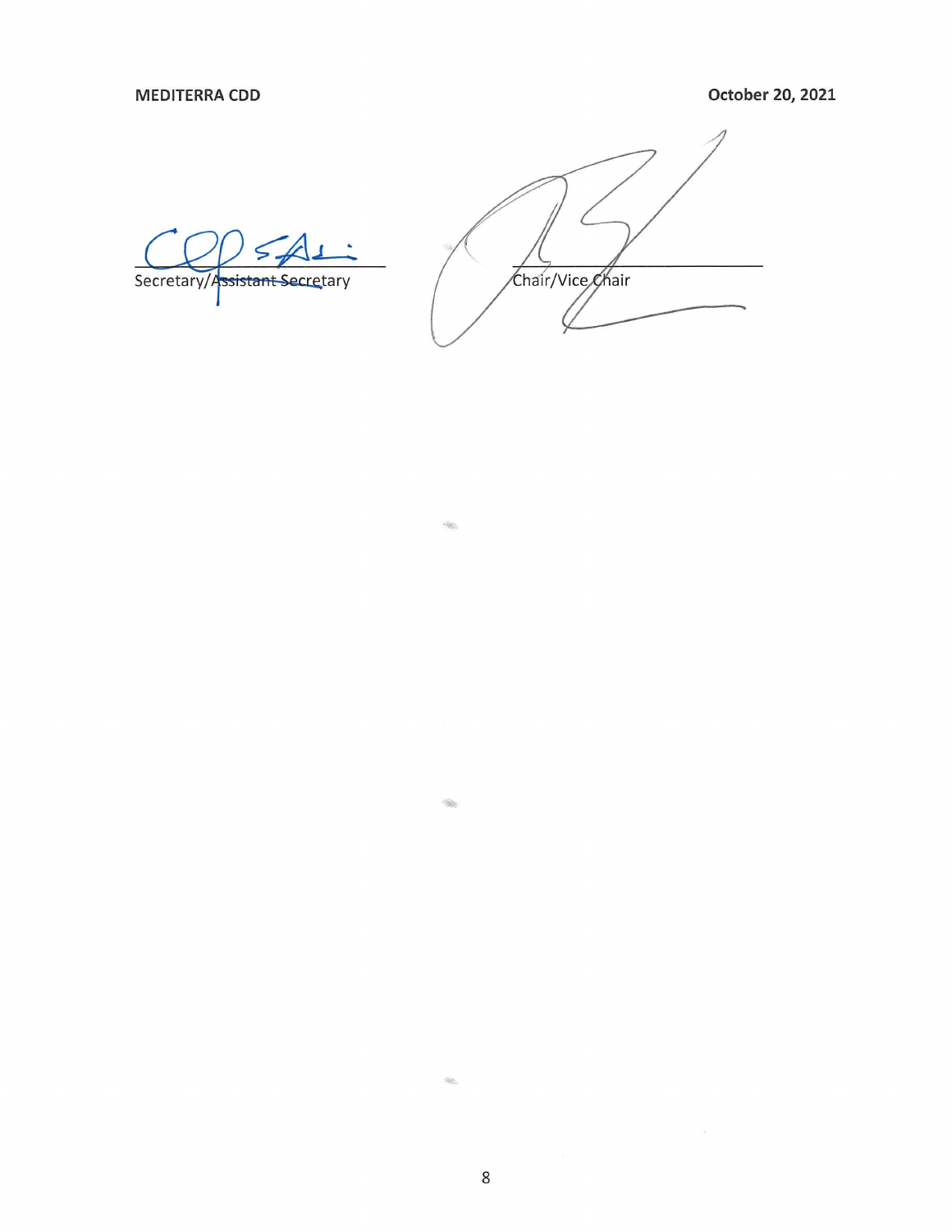\_\_\_\_\_\_\_\_\_\_\_\_\_\_\_\_\_\_\_\_\_\_\_\_\_\_\_\_\_\_\_
Secretary/Assistant Secretary

\_\_\_\_\_\_\_\_\_\_\_\_\_\_\_\_\_\_\_\_\_\_\_\_\_\_\_\_\_\_\_
Chair/Vice Chair